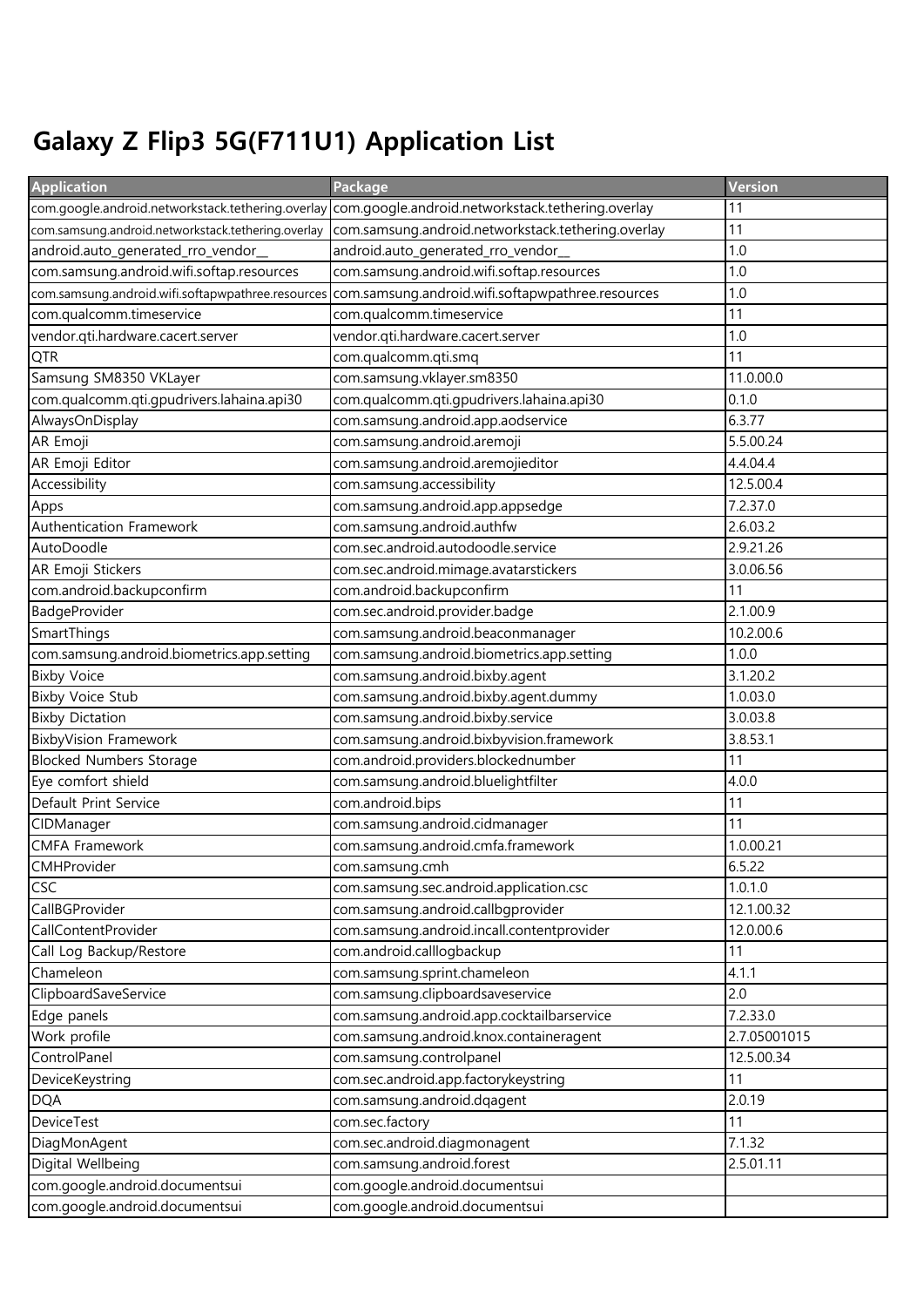# Galaxy Z Flip3 5G(F711U1) Application List

| Application | Package | Version |
| --- | --- | --- |
| com.google.android.networkstack.tethering.overlay | com.google.android.networkstack.tethering.overlay | 11 |
| com.samsung.android.networkstack.tethering.overlay | com.samsung.android.networkstack.tethering.overlay | 11 |
| android.auto_generated_rro_vendor__ | android.auto_generated_rro_vendor__ | 1.0 |
| com.samsung.android.wifi.softap.resources | com.samsung.android.wifi.softap.resources | 1.0 |
| com.samsung.android.wifi.softapwpathree.resources | com.samsung.android.wifi.softapwpathree.resources | 1.0 |
| com.qualcomm.timeservice | com.qualcomm.timeservice | 11 |
| vendor.qti.hardware.cacert.server | vendor.qti.hardware.cacert.server | 1.0 |
| QTR | com.qualcomm.qti.smq | 11 |
| Samsung SM8350 VKLayer | com.samsung.vklayer.sm8350 | 11.0.00.0 |
| com.qualcomm.qti.gpudrivers.lahaina.api30 | com.qualcomm.qti.gpudrivers.lahaina.api30 | 0.1.0 |
| AlwaysOnDisplay | com.samsung.android.app.aodservice | 6.3.77 |
| AR Emoji | com.samsung.android.aremoji | 5.5.00.24 |
| AR Emoji Editor | com.samsung.android.aremojieditor | 4.4.04.4 |
| Accessibility | com.samsung.accessibility | 12.5.00.4 |
| Apps | com.samsung.android.app.appsedge | 7.2.37.0 |
| Authentication Framework | com.samsung.android.authfw | 2.6.03.2 |
| AutoDoodle | com.sec.android.autodoodle.service | 2.9.21.26 |
| AR Emoji Stickers | com.sec.android.mimage.avatarstickers | 3.0.06.56 |
| com.android.backupconfirm | com.android.backupconfirm | 11 |
| BadgeProvider | com.sec.android.provider.badge | 2.1.00.9 |
| SmartThings | com.samsung.android.beaconmanager | 10.2.00.6 |
| com.samsung.android.biometrics.app.setting | com.samsung.android.biometrics.app.setting | 1.0.0 |
| Bixby Voice | com.samsung.android.bixby.agent | 3.1.20.2 |
| Bixby Voice Stub | com.samsung.android.bixby.agent.dummy | 1.0.03.0 |
| Bixby Dictation | com.samsung.android.bixby.service | 3.0.03.8 |
| BixbyVision Framework | com.samsung.android.bixbyvision.framework | 3.8.53.1 |
| Blocked Numbers Storage | com.android.providers.blockednumber | 11 |
| Eye comfort shield | com.samsung.android.bluelightfilter | 4.0.0 |
| Default Print Service | com.android.bips | 11 |
| CIDManager | com.samsung.android.cidmanager | 11 |
| CMFA Framework | com.samsung.android.cmfa.framework | 1.0.00.21 |
| CMHProvider | com.samsung.cmh | 6.5.22 |
| CSC | com.samsung.sec.android.application.csc | 1.0.1.0 |
| CallBGProvider | com.samsung.android.callbgprovider | 12.1.00.32 |
| CallContentProvider | com.samsung.android.incall.contentprovider | 12.0.00.6 |
| Call Log Backup/Restore | com.android.calllogbackup | 11 |
| Chameleon | com.samsung.sprint.chameleon | 4.1.1 |
| ClipboardSaveService | com.samsung.clipboardsaveservice | 2.0 |
| Edge panels | com.samsung.android.app.cocktailbarservice | 7.2.33.0 |
| Work profile | com.samsung.android.knox.containeragent | 2.7.05001015 |
| ControlPanel | com.samsung.controlpanel | 12.5.00.34 |
| DeviceKeystring | com.sec.android.app.factorykeystring | 11 |
| DQA | com.samsung.android.dqagent | 2.0.19 |
| DeviceTest | com.sec.factory | 11 |
| DiagMonAgent | com.sec.android.diagmonagent | 7.1.32 |
| Digital Wellbeing | com.samsung.android.forest | 2.5.01.11 |
| com.google.android.documentsui | com.google.android.documentsui | |
| com.google.android.documentsui | com.google.android.documentsui | |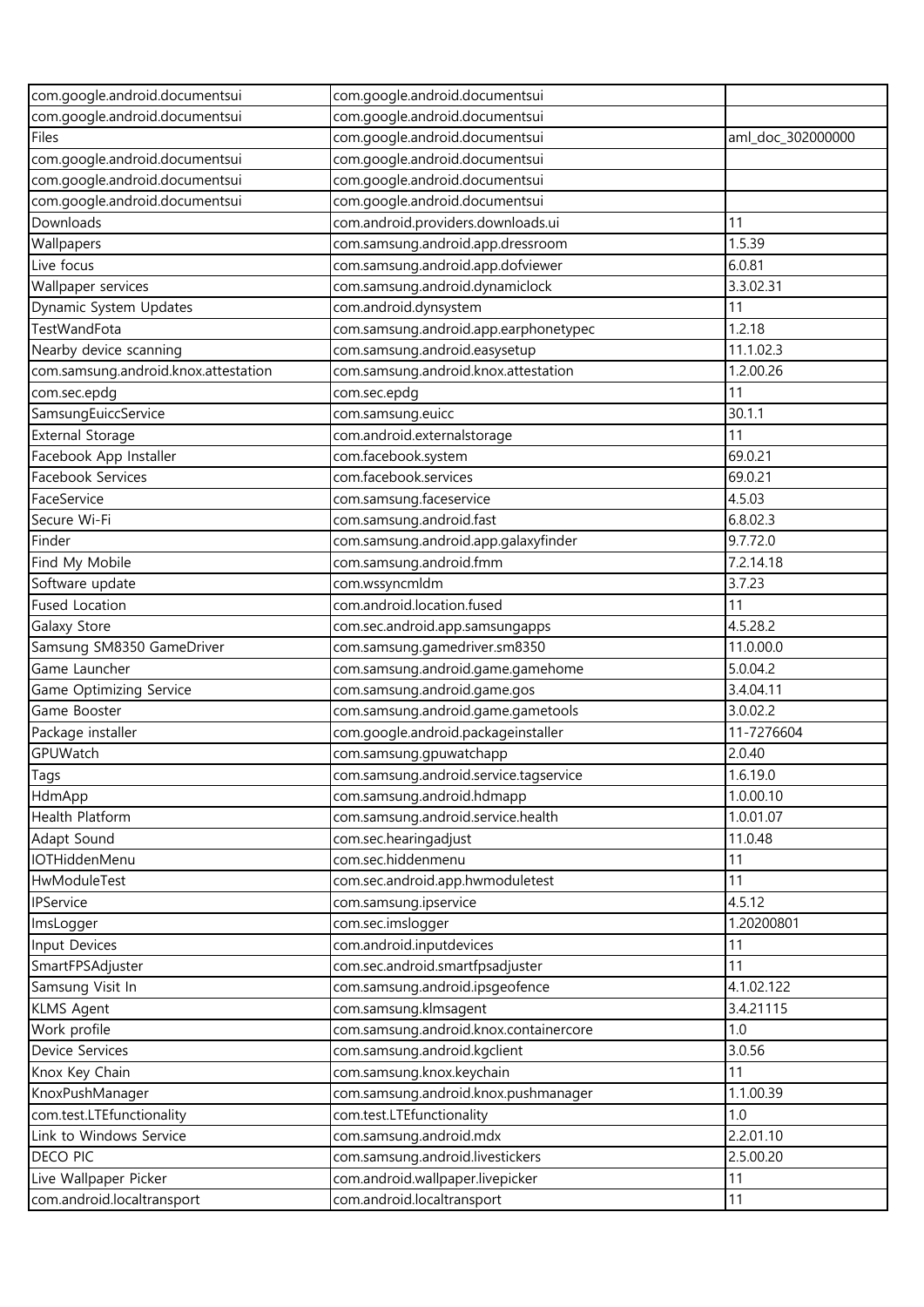| com.google.android.documentsui | com.google.android.documentsui | |
|---|---|---|
| com.google.android.documentsui | com.google.android.documentsui | |
| Files | com.google.android.documentsui | aml_doc_302000000 |
| com.google.android.documentsui | com.google.android.documentsui | |
| com.google.android.documentsui | com.google.android.documentsui | |
| com.google.android.documentsui | com.google.android.documentsui | |
| Downloads | com.android.providers.downloads.ui | 11 |
| Wallpapers | com.samsung.android.app.dressroom | 1.5.39 |
| Live focus | com.samsung.android.app.dofviewer | 6.0.81 |
| Wallpaper services | com.samsung.android.dynamiclock | 3.3.02.31 |
| Dynamic System Updates | com.android.dynsystem | 11 |
| TestWandFota | com.samsung.android.app.earphonetypec | 1.2.18 |
| Nearby device scanning | com.samsung.android.easysetup | 11.1.02.3 |
| com.samsung.android.knox.attestation | com.samsung.android.knox.attestation | 1.2.00.26 |
| com.sec.epdg | com.sec.epdg | 11 |
| SamsungEuiccService | com.samsung.euicc | 30.1.1 |
| External Storage | com.android.externalstorage | 11 |
| Facebook App Installer | com.facebook.system | 69.0.21 |
| Facebook Services | com.facebook.services | 69.0.21 |
| FaceService | com.samsung.faceservice | 4.5.03 |
| Secure Wi-Fi | com.samsung.android.fast | 6.8.02.3 |
| Finder | com.samsung.android.app.galaxyfinder | 9.7.72.0 |
| Find My Mobile | com.samsung.android.fmm | 7.2.14.18 |
| Software update | com.wssyncmldm | 3.7.23 |
| Fused Location | com.android.location.fused | 11 |
| Galaxy Store | com.sec.android.app.samsungapps | 4.5.28.2 |
| Samsung SM8350 GameDriver | com.samsung.gamedriver.sm8350 | 11.0.00.0 |
| Game Launcher | com.samsung.android.game.gamehome | 5.0.04.2 |
| Game Optimizing Service | com.samsung.android.game.gos | 3.4.04.11 |
| Game Booster | com.samsung.android.game.gametools | 3.0.02.2 |
| Package installer | com.google.android.packageinstaller | 11-7276604 |
| GPUWatch | com.samsung.gpuwatchapp | 2.0.40 |
| Tags | com.samsung.android.service.tagservice | 1.6.19.0 |
| HdmApp | com.samsung.android.hdmapp | 1.0.00.10 |
| Health Platform | com.samsung.android.service.health | 1.0.01.07 |
| Adapt Sound | com.sec.hearingadjust | 11.0.48 |
| IOTHiddenMenu | com.sec.hiddenmenu | 11 |
| HwModuleTest | com.sec.android.app.hwmoduletest | 11 |
| IPService | com.samsung.ipservice | 4.5.12 |
| ImsLogger | com.sec.imslogger | 1.20200801 |
| Input Devices | com.android.inputdevices | 11 |
| SmartFPSAdjuster | com.sec.android.smartfpsadjuster | 11 |
| Samsung Visit In | com.samsung.android.ipsgeofence | 4.1.02.122 |
| KLMS Agent | com.samsung.klmsagent | 3.4.21115 |
| Work profile | com.samsung.android.knox.containercore | 1.0 |
| Device Services | com.samsung.android.kgclient | 3.0.56 |
| Knox Key Chain | com.samsung.knox.keychain | 11 |
| KnoxPushManager | com.samsung.android.knox.pushmanager | 1.1.00.39 |
| com.test.LTEfunctionality | com.test.LTEfunctionality | 1.0 |
| Link to Windows Service | com.samsung.android.mdx | 2.2.01.10 |
| DECO PIC | com.samsung.android.livestickers | 2.5.00.20 |
| Live Wallpaper Picker | com.android.wallpaper.livepicker | 11 |
| com.android.localtransport | com.android.localtransport | 11 |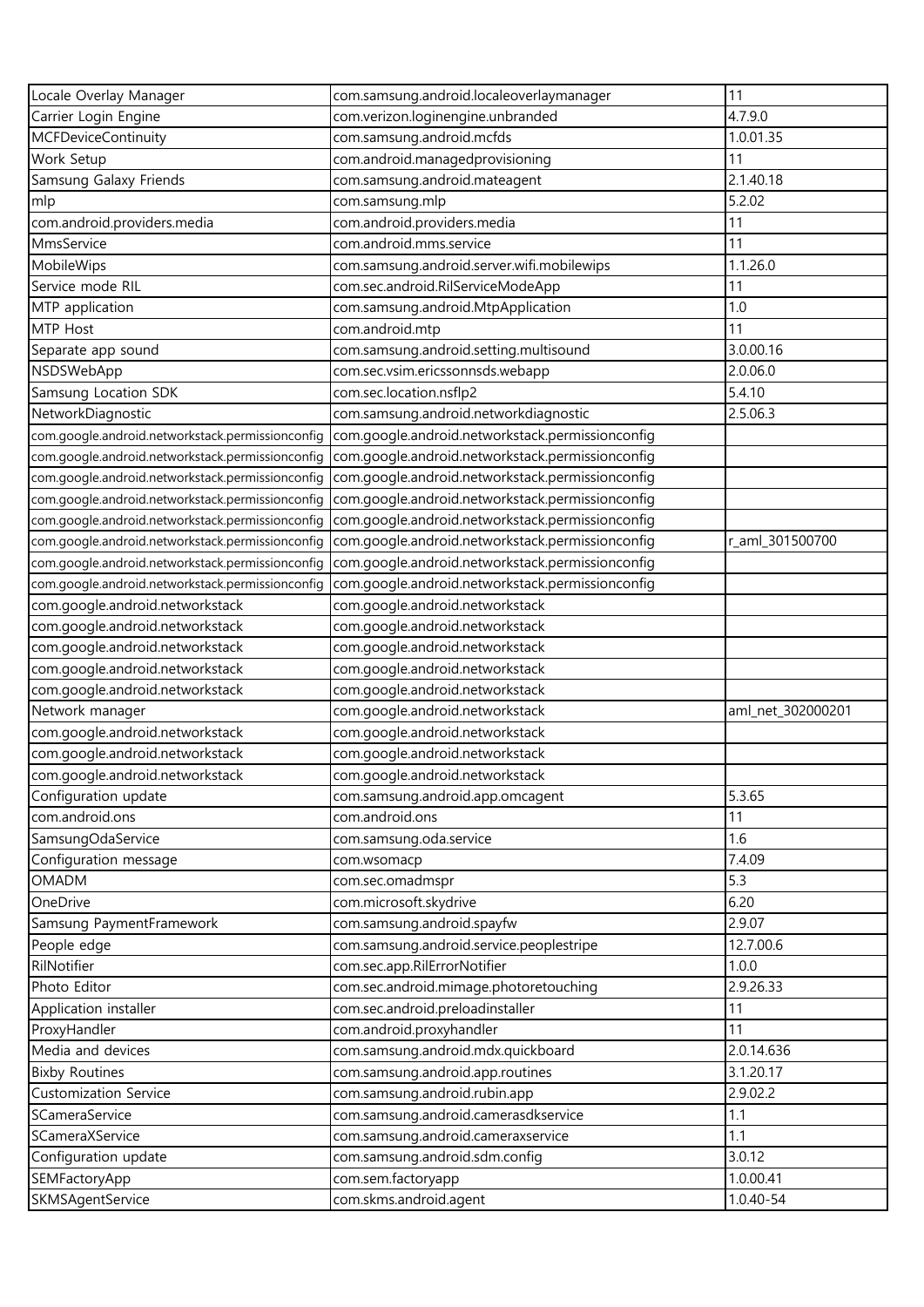| Locale Overlay Manager | com.samsung.android.localeoverlaymanager | 11 |
|---|---|---|
| Carrier Login Engine | com.verizon.loginengine.unbranded | 4.7.9.0 |
| MCFDeviceContinuity | com.samsung.android.mcfds | 1.0.01.35 |
| Work Setup | com.android.managedprovisioning | 11 |
| Samsung Galaxy Friends | com.samsung.android.mateagent | 2.1.40.18 |
| mlp | com.samsung.mlp | 5.2.02 |
| com.android.providers.media | com.android.providers.media | 11 |
| MmsService | com.android.mms.service | 11 |
| MobileWips | com.samsung.android.server.wifi.mobilewips | 1.1.26.0 |
| Service mode RIL | com.sec.android.RilServiceModeApp | 11 |
| MTP application | com.samsung.android.MtpApplication | 1.0 |
| MTP Host | com.android.mtp | 11 |
| Separate app sound | com.samsung.android.setting.multisound | 3.0.00.16 |
| NSDSWebApp | com.sec.vsim.ericssonnsds.webapp | 2.0.06.0 |
| Samsung Location SDK | com.sec.location.nsflp2 | 5.4.10 |
| NetworkDiagnostic | com.samsung.android.networkdiagnostic | 2.5.06.3 |
| com.google.android.networkstack.permissionconfig | com.google.android.networkstack.permissionconfig | |
| com.google.android.networkstack.permissionconfig | com.google.android.networkstack.permissionconfig | |
| com.google.android.networkstack.permissionconfig | com.google.android.networkstack.permissionconfig | |
| com.google.android.networkstack.permissionconfig | com.google.android.networkstack.permissionconfig | |
| com.google.android.networkstack.permissionconfig | com.google.android.networkstack.permissionconfig | |
| com.google.android.networkstack.permissionconfig | com.google.android.networkstack.permissionconfig | r_aml_301500700 |
| com.google.android.networkstack.permissionconfig | com.google.android.networkstack.permissionconfig | |
| com.google.android.networkstack.permissionconfig | com.google.android.networkstack.permissionconfig | |
| com.google.android.networkstack | com.google.android.networkstack | |
| com.google.android.networkstack | com.google.android.networkstack | |
| com.google.android.networkstack | com.google.android.networkstack | |
| com.google.android.networkstack | com.google.android.networkstack | |
| com.google.android.networkstack | com.google.android.networkstack | |
| Network manager | com.google.android.networkstack | aml_net_302000201 |
| com.google.android.networkstack | com.google.android.networkstack | |
| com.google.android.networkstack | com.google.android.networkstack | |
| com.google.android.networkstack | com.google.android.networkstack | |
| Configuration update | com.samsung.android.app.omcagent | 5.3.65 |
| com.android.ons | com.android.ons | 11 |
| SamsungOdaService | com.samsung.oda.service | 1.6 |
| Configuration message | com.wsomacp | 7.4.09 |
| OMADM | com.sec.omadmspr | 5.3 |
| OneDrive | com.microsoft.skydrive | 6.20 |
| Samsung PaymentFramework | com.samsung.android.spayfw | 2.9.07 |
| People edge | com.samsung.android.service.peoplestripe | 12.7.00.6 |
| RilNotifier | com.sec.app.RilErrorNotifier | 1.0.0 |
| Photo Editor | com.sec.android.mimage.photoretouching | 2.9.26.33 |
| Application installer | com.sec.android.preloadinstaller | 11 |
| ProxyHandler | com.android.proxyhandler | 11 |
| Media and devices | com.samsung.android.mdx.quickboard | 2.0.14.636 |
| Bixby Routines | com.samsung.android.app.routines | 3.1.20.17 |
| Customization Service | com.samsung.android.rubin.app | 2.9.02.2 |
| SCameraService | com.samsung.android.camerasdkservice | 1.1 |
| SCameraXService | com.samsung.android.cameraxservice | 1.1 |
| Configuration update | com.samsung.android.sdm.config | 3.0.12 |
| SEMFactoryApp | com.sem.factoryapp | 1.0.00.41 |
| SKMSAgentService | com.skms.android.agent | 1.0.40-54 |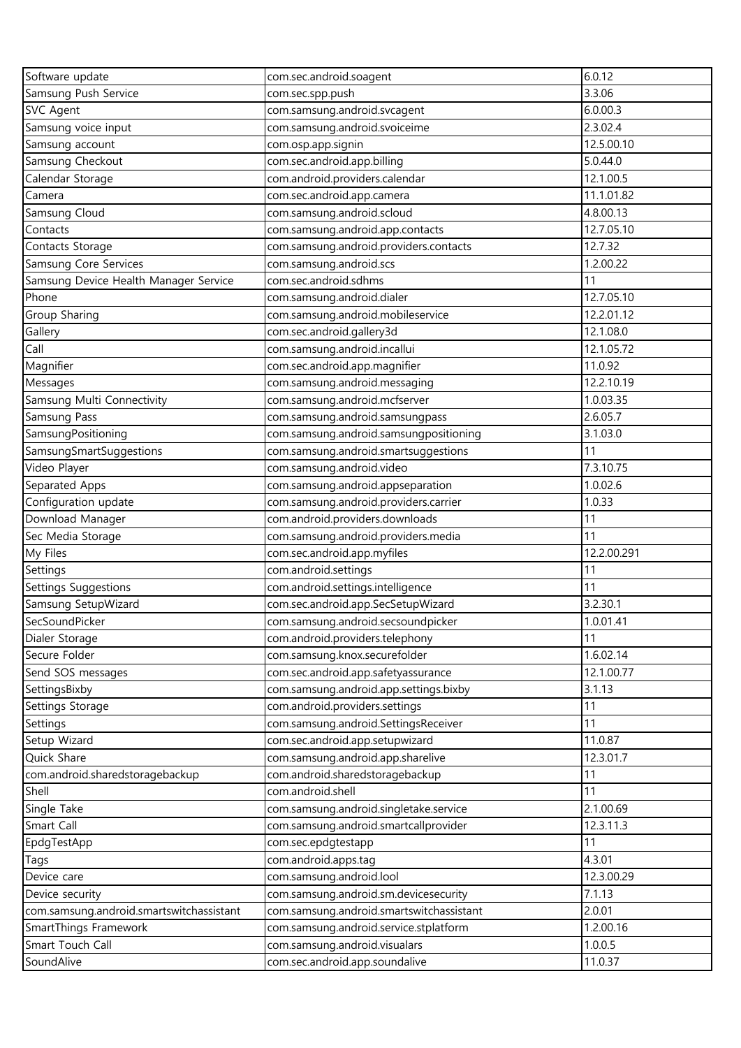| Software update | com.sec.android.soagent | 6.0.12 |
|---|---|---|
| Samsung Push Service | com.sec.spp.push | 3.3.06 |
| SVC Agent | com.samsung.android.svcagent | 6.0.00.3 |
| Samsung voice input | com.samsung.android.svoiceime | 2.3.02.4 |
| Samsung account | com.osp.app.signin | 12.5.00.10 |
| Samsung Checkout | com.sec.android.app.billing | 5.0.44.0 |
| Calendar Storage | com.android.providers.calendar | 12.1.00.5 |
| Camera | com.sec.android.app.camera | 11.1.01.82 |
| Samsung Cloud | com.samsung.android.scloud | 4.8.00.13 |
| Contacts | com.samsung.android.app.contacts | 12.7.05.10 |
| Contacts Storage | com.samsung.android.providers.contacts | 12.7.32 |
| Samsung Core Services | com.samsung.android.scs | 1.2.00.22 |
| Samsung Device Health Manager Service | com.sec.android.sdhms | 11 |
| Phone | com.samsung.android.dialer | 12.7.05.10 |
| Group Sharing | com.samsung.android.mobileservice | 12.2.01.12 |
| Gallery | com.sec.android.gallery3d | 12.1.08.0 |
| Call | com.samsung.android.incallui | 12.1.05.72 |
| Magnifier | com.sec.android.app.magnifier | 11.0.92 |
| Messages | com.samsung.android.messaging | 12.2.10.19 |
| Samsung Multi Connectivity | com.samsung.android.mcfserver | 1.0.03.35 |
| Samsung Pass | com.samsung.android.samsungpass | 2.6.05.7 |
| SamsungPositioning | com.samsung.android.samsungpositioning | 3.1.03.0 |
| SamsungSmartSuggestions | com.samsung.android.smartsuggestions | 11 |
| Video Player | com.samsung.android.video | 7.3.10.75 |
| Separated Apps | com.samsung.android.appseparation | 1.0.02.6 |
| Configuration update | com.samsung.android.providers.carrier | 1.0.33 |
| Download Manager | com.android.providers.downloads | 11 |
| Sec Media Storage | com.samsung.android.providers.media | 11 |
| My Files | com.sec.android.app.myfiles | 12.2.00.291 |
| Settings | com.android.settings | 11 |
| Settings Suggestions | com.android.settings.intelligence | 11 |
| Samsung SetupWizard | com.sec.android.app.SecSetupWizard | 3.2.30.1 |
| SecSoundPicker | com.samsung.android.secsoundpicker | 1.0.01.41 |
| Dialer Storage | com.android.providers.telephony | 11 |
| Secure Folder | com.samsung.knox.securefolder | 1.6.02.14 |
| Send SOS messages | com.sec.android.app.safetyassurance | 12.1.00.77 |
| SettingsBixby | com.samsung.android.app.settings.bixby | 3.1.13 |
| Settings Storage | com.android.providers.settings | 11 |
| Settings | com.samsung.android.SettingsReceiver | 11 |
| Setup Wizard | com.sec.android.app.setupwizard | 11.0.87 |
| Quick Share | com.samsung.android.app.sharelive | 12.3.01.7 |
| com.android.sharedstoragebackup | com.android.sharedstoragebackup | 11 |
| Shell | com.android.shell | 11 |
| Single Take | com.samsung.android.singletake.service | 2.1.00.69 |
| Smart Call | com.samsung.android.smartcallprovider | 12.3.11.3 |
| EpdgTestApp | com.sec.epdgtestapp | 11 |
| Tags | com.android.apps.tag | 4.3.01 |
| Device care | com.samsung.android.lool | 12.3.00.29 |
| Device security | com.samsung.android.sm.devicesecurity | 7.1.13 |
| com.samsung.android.smartswitchassistant | com.samsung.android.smartswitchassistant | 2.0.01 |
| SmartThings Framework | com.samsung.android.service.stplatform | 1.2.00.16 |
| Smart Touch Call | com.samsung.android.visualars | 1.0.0.5 |
| SoundAlive | com.sec.android.app.soundalive | 11.0.37 |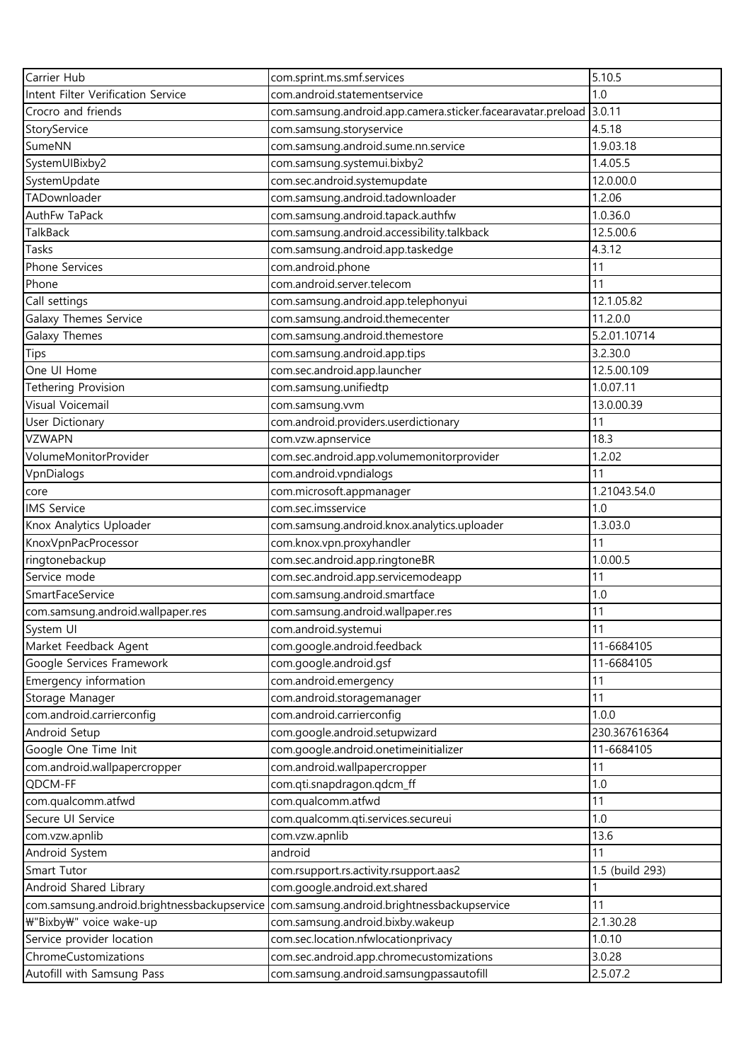| Carrier Hub | com.sprint.ms.smf.services | 5.10.5 |
|---|---|---|
| Intent Filter Verification Service | com.android.statementservice | 1.0 |
| Crocro and friends | com.samsung.android.app.camera.sticker.facearavatar.preload | 3.0.11 |
| StoryService | com.samsung.storyservice | 4.5.18 |
| SumeNN | com.samsung.android.sume.nn.service | 1.9.03.18 |
| SystemUIBixby2 | com.samsung.systemui.bixby2 | 1.4.05.5 |
| SystemUpdate | com.sec.android.systemupdate | 12.0.00.0 |
| TADownloader | com.samsung.android.tadownloader | 1.2.06 |
| AuthFw TaPack | com.samsung.android.tapack.authfw | 1.0.36.0 |
| TalkBack | com.samsung.android.accessibility.talkback | 12.5.00.6 |
| Tasks | com.samsung.android.app.taskedge | 4.3.12 |
| Phone Services | com.android.phone | 11 |
| Phone | com.android.server.telecom | 11 |
| Call settings | com.samsung.android.app.telephonyui | 12.1.05.82 |
| Galaxy Themes Service | com.samsung.android.themecenter | 11.2.0.0 |
| Galaxy Themes | com.samsung.android.themestore | 5.2.01.10714 |
| Tips | com.samsung.android.app.tips | 3.2.30.0 |
| One UI Home | com.sec.android.app.launcher | 12.5.00.109 |
| Tethering Provision | com.samsung.unifiedtp | 1.0.07.11 |
| Visual Voicemail | com.samsung.vvm | 13.0.00.39 |
| User Dictionary | com.android.providers.userdictionary | 11 |
| VZWAPN | com.vzw.apnservice | 18.3 |
| VolumeMonitorProvider | com.sec.android.app.volumemonitorprovider | 1.2.02 |
| VpnDialogs | com.android.vpndialogs | 11 |
| core | com.microsoft.appmanager | 1.21043.54.0 |
| IMS Service | com.sec.imsservice | 1.0 |
| Knox Analytics Uploader | com.samsung.android.knox.analytics.uploader | 1.3.03.0 |
| KnoxVpnPacProcessor | com.knox.vpn.proxyhandler | 11 |
| ringtonebackup | com.sec.android.app.ringtoneBR | 1.0.00.5 |
| Service mode | com.sec.android.app.servicemodeapp | 11 |
| SmartFaceService | com.samsung.android.smartface | 1.0 |
| com.samsung.android.wallpaper.res | com.samsung.android.wallpaper.res | 11 |
| System UI | com.android.systemui | 11 |
| Market Feedback Agent | com.google.android.feedback | 11-6684105 |
| Google Services Framework | com.google.android.gsf | 11-6684105 |
| Emergency information | com.android.emergency | 11 |
| Storage Manager | com.android.storagemanager | 11 |
| com.android.carrierconfig | com.android.carrierconfig | 1.0.0 |
| Android Setup | com.google.android.setupwizard | 230.367616364 |
| Google One Time Init | com.google.android.onetimeinitializer | 11-6684105 |
| com.android.wallpapercropper | com.android.wallpapercropper | 11 |
| QDCM-FF | com.qti.snapdragon.qdcm_ff | 1.0 |
| com.qualcomm.atfwd | com.qualcomm.atfwd | 11 |
| Secure UI Service | com.qualcomm.qti.services.secureui | 1.0 |
| com.vzw.apnlib | com.vzw.apnlib | 13.6 |
| Android System | android | 11 |
| Smart Tutor | com.rsupport.rs.activity.rsupport.aas2 | 1.5 (build 293) |
| Android Shared Library | com.google.android.ext.shared | 1 |
| com.samsung.android.brightnessbackupservice | com.samsung.android.brightnessbackupservice | 11 |
| ₩"Bixby₩" voice wake-up | com.samsung.android.bixby.wakeup | 2.1.30.28 |
| Service provider location | com.sec.location.nfwlocationprivacy | 1.0.10 |
| ChromeCustomizations | com.sec.android.app.chromecustomizations | 3.0.28 |
| Autofill with Samsung Pass | com.samsung.android.samsungpassautofill | 2.5.07.2 |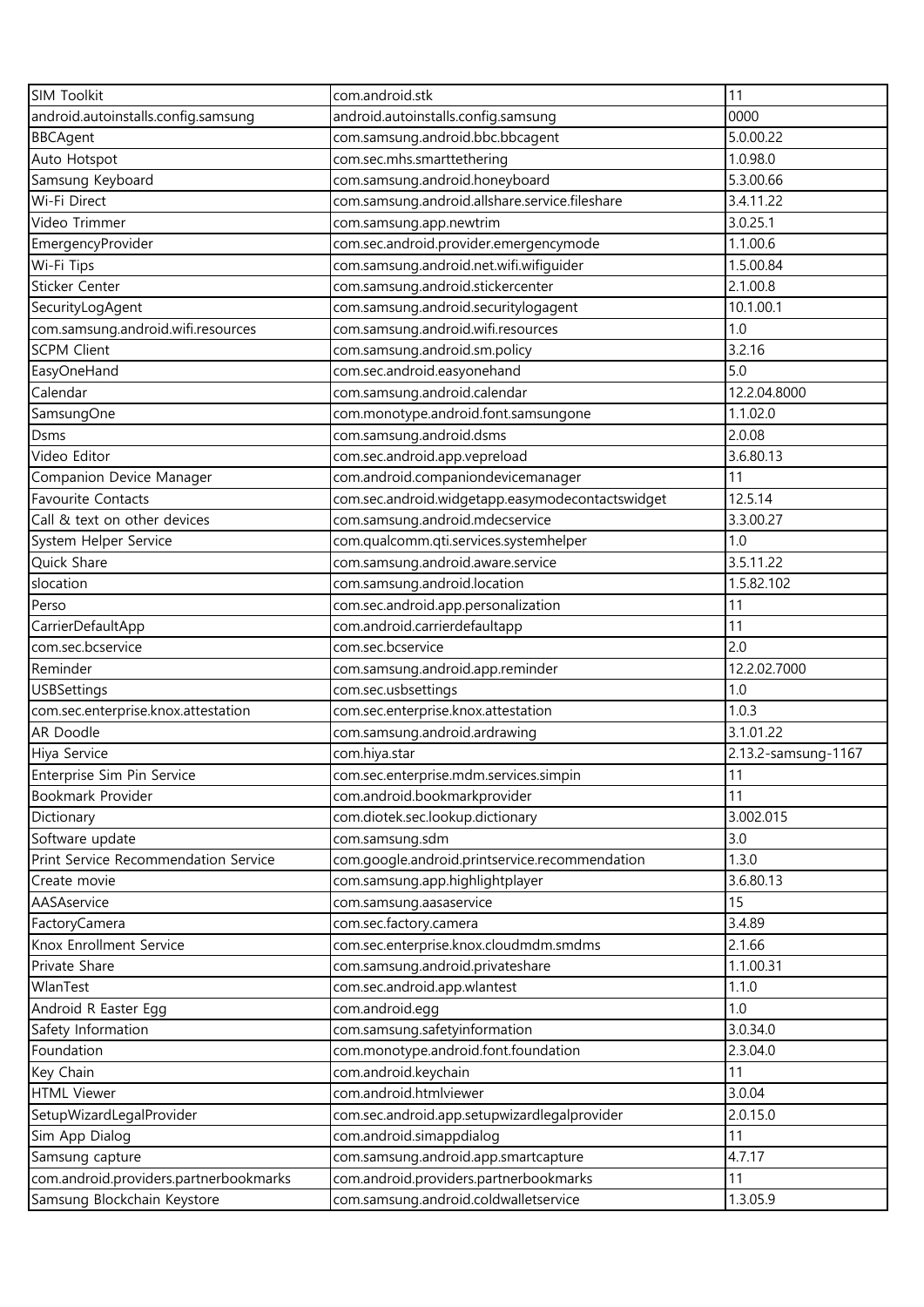| SIM Toolkit | com.android.stk | 11 |
|---|---|---|
| android.autoinstalls.config.samsung | android.autoinstalls.config.samsung | 0000 |
| BBCAgent | com.samsung.android.bbc.bbcagent | 5.0.00.22 |
| Auto Hotspot | com.sec.mhs.smarttethering | 1.0.98.0 |
| Samsung Keyboard | com.samsung.android.honeyboard | 5.3.00.66 |
| Wi-Fi Direct | com.samsung.android.allshare.service.fileshare | 3.4.11.22 |
| Video Trimmer | com.samsung.app.newtrim | 3.0.25.1 |
| EmergencyProvider | com.sec.android.provider.emergencymode | 1.1.00.6 |
| Wi-Fi Tips | com.samsung.android.net.wifi.wifiguider | 1.5.00.84 |
| Sticker Center | com.samsung.android.stickercenter | 2.1.00.8 |
| SecurityLogAgent | com.samsung.android.securitylogagent | 10.1.00.1 |
| com.samsung.android.wifi.resources | com.samsung.android.wifi.resources | 1.0 |
| SCPM Client | com.samsung.android.sm.policy | 3.2.16 |
| EasyOneHand | com.sec.android.easyonehand | 5.0 |
| Calendar | com.samsung.android.calendar | 12.2.04.8000 |
| SamsungOne | com.monotype.android.font.samsungone | 1.1.02.0 |
| Dsms | com.samsung.android.dsms | 2.0.08 |
| Video Editor | com.sec.android.app.vepreload | 3.6.80.13 |
| Companion Device Manager | com.android.companiondevicemanager | 11 |
| Favourite Contacts | com.sec.android.widgetapp.easymodecontactswidget | 12.5.14 |
| Call & text on other devices | com.samsung.android.mdecservice | 3.3.00.27 |
| System Helper Service | com.qualcomm.qti.services.systemhelper | 1.0 |
| Quick Share | com.samsung.android.aware.service | 3.5.11.22 |
| slocation | com.samsung.android.location | 1.5.82.102 |
| Perso | com.sec.android.app.personalization | 11 |
| CarrierDefaultApp | com.android.carrierdefaultapp | 11 |
| com.sec.bcservice | com.sec.bcservice | 2.0 |
| Reminder | com.samsung.android.app.reminder | 12.2.02.7000 |
| USBSettings | com.sec.usbsettings | 1.0 |
| com.sec.enterprise.knox.attestation | com.sec.enterprise.knox.attestation | 1.0.3 |
| AR Doodle | com.samsung.android.ardrawing | 3.1.01.22 |
| Hiya Service | com.hiya.star | 2.13.2-samsung-1167 |
| Enterprise Sim Pin Service | com.sec.enterprise.mdm.services.simpin | 11 |
| Bookmark Provider | com.android.bookmarkprovider | 11 |
| Dictionary | com.diotek.sec.lookup.dictionary | 3.002.015 |
| Software update | com.samsung.sdm | 3.0 |
| Print Service Recommendation Service | com.google.android.printservice.recommendation | 1.3.0 |
| Create movie | com.samsung.app.highlightplayer | 3.6.80.13 |
| AASAservice | com.samsung.aasaservice | 15 |
| FactoryCamera | com.sec.factory.camera | 3.4.89 |
| Knox Enrollment Service | com.sec.enterprise.knox.cloudmdm.smdms | 2.1.66 |
| Private Share | com.samsung.android.privateshare | 1.1.00.31 |
| WlanTest | com.sec.android.app.wlantest | 1.1.0 |
| Android R Easter Egg | com.android.egg | 1.0 |
| Safety Information | com.samsung.safetyinformation | 3.0.34.0 |
| Foundation | com.monotype.android.font.foundation | 2.3.04.0 |
| Key Chain | com.android.keychain | 11 |
| HTML Viewer | com.android.htmlviewer | 3.0.04 |
| SetupWizardLegalProvider | com.sec.android.app.setupwizardlegalprovider | 2.0.15.0 |
| Sim App Dialog | com.android.simappdialog | 11 |
| Samsung capture | com.samsung.android.app.smartcapture | 4.7.17 |
| com.android.providers.partnerbookmarks | com.android.providers.partnerbookmarks | 11 |
| Samsung Blockchain Keystore | com.samsung.android.coldwalletservice | 1.3.05.9 |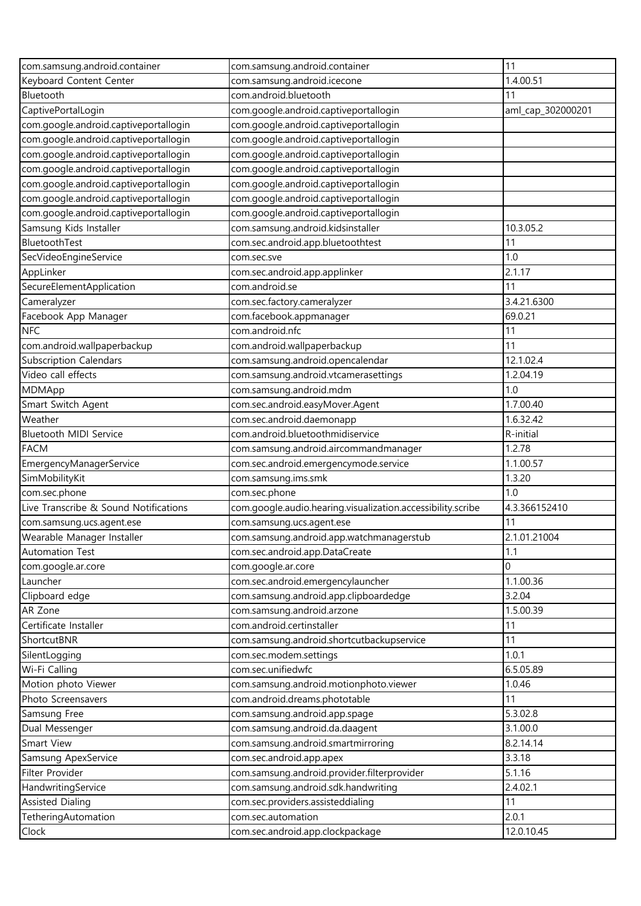| com.samsung.android.container | com.samsung.android.container | 11 |
|---|---|---|
| Keyboard Content Center | com.samsung.android.icecone | 1.4.00.51 |
| Bluetooth | com.android.bluetooth | 11 |
| CaptivePortalLogin | com.google.android.captiveportallogin | aml_cap_302000201 |
| com.google.android.captiveportallogin | com.google.android.captiveportallogin | |
| com.google.android.captiveportallogin | com.google.android.captiveportallogin | |
| com.google.android.captiveportallogin | com.google.android.captiveportallogin | |
| com.google.android.captiveportallogin | com.google.android.captiveportallogin | |
| com.google.android.captiveportallogin | com.google.android.captiveportallogin | |
| com.google.android.captiveportallogin | com.google.android.captiveportallogin | |
| com.google.android.captiveportallogin | com.google.android.captiveportallogin | |
| Samsung Kids Installer | com.samsung.android.kidsinstaller | 10.3.05.2 |
| BluetoothTest | com.sec.android.app.bluetoothtest | 11 |
| SecVideoEngineService | com.sec.sve | 1.0 |
| AppLinker | com.sec.android.app.applinker | 2.1.17 |
| SecureElementApplication | com.android.se | 11 |
| Cameralyzer | com.sec.factory.cameralyzer | 3.4.21.6300 |
| Facebook App Manager | com.facebook.appmanager | 69.0.21 |
| NFC | com.android.nfc | 11 |
| com.android.wallpaperbackup | com.android.wallpaperbackup | 11 |
| Subscription Calendars | com.samsung.android.opencalendar | 12.1.02.4 |
| Video call effects | com.samsung.android.vtcamerasettings | 1.2.04.19 |
| MDMApp | com.samsung.android.mdm | 1.0 |
| Smart Switch Agent | com.sec.android.easyMover.Agent | 1.7.00.40 |
| Weather | com.sec.android.daemonapp | 1.6.32.42 |
| Bluetooth MIDI Service | com.android.bluetoothmidiservice | R-initial |
| FACM | com.samsung.android.aircommandmanager | 1.2.78 |
| EmergencyManagerService | com.sec.android.emergencymode.service | 1.1.00.57 |
| SimMobilityKit | com.samsung.ims.smk | 1.3.20 |
| com.sec.phone | com.sec.phone | 1.0 |
| Live Transcribe & Sound Notifications | com.google.audio.hearing.visualization.accessibility.scribe | 4.3.366152410 |
| com.samsung.ucs.agent.ese | com.samsung.ucs.agent.ese | 11 |
| Wearable Manager Installer | com.samsung.android.app.watchmanagerstub | 2.1.01.21004 |
| Automation Test | com.sec.android.app.DataCreate | 1.1 |
| com.google.ar.core | com.google.ar.core | 0 |
| Launcher | com.sec.android.emergencylauncher | 1.1.00.36 |
| Clipboard edge | com.samsung.android.app.clipboardedge | 3.2.04 |
| AR Zone | com.samsung.android.arzone | 1.5.00.39 |
| Certificate Installer | com.android.certinstaller | 11 |
| ShortcutBNR | com.samsung.android.shortcutbackupservice | 11 |
| SilentLogging | com.sec.modem.settings | 1.0.1 |
| Wi-Fi Calling | com.sec.unifiedwfc | 6.5.05.89 |
| Motion photo Viewer | com.samsung.android.motionphoto.viewer | 1.0.46 |
| Photo Screensavers | com.android.dreams.phototable | 11 |
| Samsung Free | com.samsung.android.app.spage | 5.3.02.8 |
| Dual Messenger | com.samsung.android.da.daagent | 3.1.00.0 |
| Smart View | com.samsung.android.smartmirroring | 8.2.14.14 |
| Samsung ApexService | com.sec.android.app.apex | 3.3.18 |
| Filter Provider | com.samsung.android.provider.filterprovider | 5.1.16 |
| HandwritingService | com.samsung.android.sdk.handwriting | 2.4.02.1 |
| Assisted Dialing | com.sec.providers.assisteddialing | 11 |
| TetheringAutomation | com.sec.automation | 2.0.1 |
| Clock | com.sec.android.app.clockpackage | 12.0.10.45 |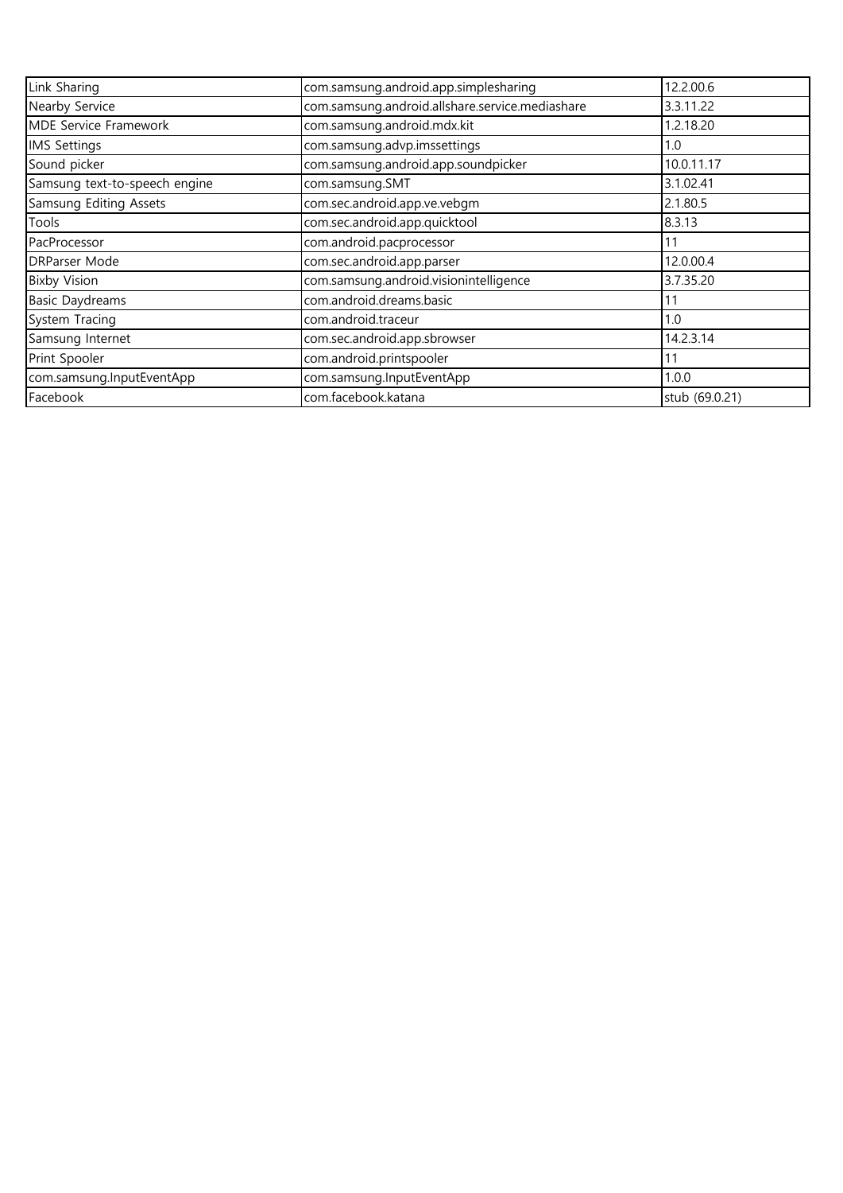| | | |
|---|---|---|
| Link Sharing | com.samsung.android.app.simplesharing | 12.2.00.6 |
| Nearby Service | com.samsung.android.allshare.service.mediashare | 3.3.11.22 |
| MDE Service Framework | com.samsung.android.mdx.kit | 1.2.18.20 |
| IMS Settings | com.samsung.advp.imssettings | 1.0 |
| Sound picker | com.samsung.android.app.soundpicker | 10.0.11.17 |
| Samsung text-to-speech engine | com.samsung.SMT | 3.1.02.41 |
| Samsung Editing Assets | com.sec.android.app.ve.vebgm | 2.1.80.5 |
| Tools | com.sec.android.app.quicktool | 8.3.13 |
| PacProcessor | com.android.pacprocessor | 11 |
| DRParser Mode | com.sec.android.app.parser | 12.0.00.4 |
| Bixby Vision | com.samsung.android.visionintelligence | 3.7.35.20 |
| Basic Daydreams | com.android.dreams.basic | 11 |
| System Tracing | com.android.traceur | 1.0 |
| Samsung Internet | com.sec.android.app.sbrowser | 14.2.3.14 |
| Print Spooler | com.android.printspooler | 11 |
| com.samsung.InputEventApp | com.samsung.InputEventApp | 1.0.0 |
| Facebook | com.facebook.katana | stub (69.0.21) |